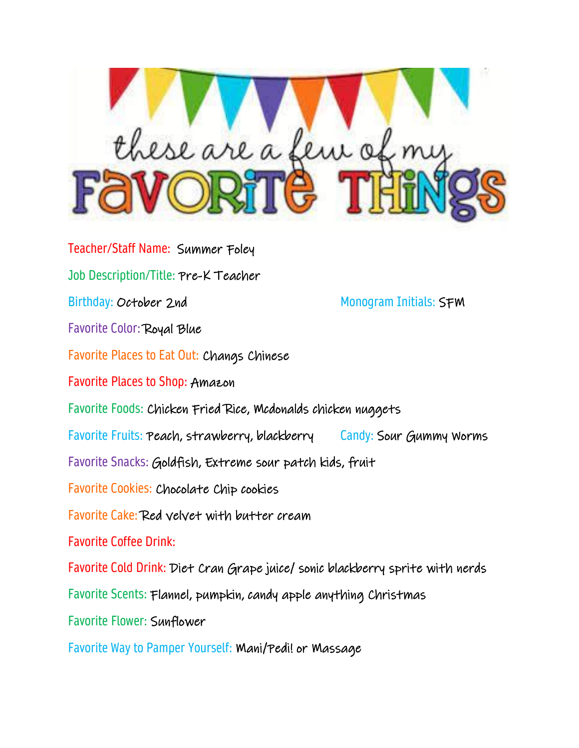# these are a few of my FAVORITE THINGS

**Teacher/Staff Name:** Summer Foley

**Job Description/Title:** Pre-K Teacher

**Birthday:** October 2nd

**Monogram Initials:** SFM

**Favorite Color:** Royal Blue

**Favorite Places to Eat Out:** Changs Chinese

**Favorite Places to Shop:** Amazon

**Favorite Foods:** Chicken Fried Rice, Mcdonalds chicken nuggets

**Favorite Fruits:** Peach, strawberry, blackberry

**Candy:** Sour Gummy Worms

**Favorite Snacks:** Goldfish, Extreme sour patch kids, fruit

**Favorite Cookies:** Chocolate Chip cookies

**Favorite Cake:** Red velvet with butter cream

**Favorite Coffee Drink:**

**Favorite Cold Drink:** Diet Cran Grape juice/ sonic blackberry sprite with nerds

**Favorite Scents:** Flannel, pumpkin, candy apple anything Christmas

**Favorite Flower:** Sunflower

**Favorite Way to Pamper Yourself:** Mani/Pedi! or Massage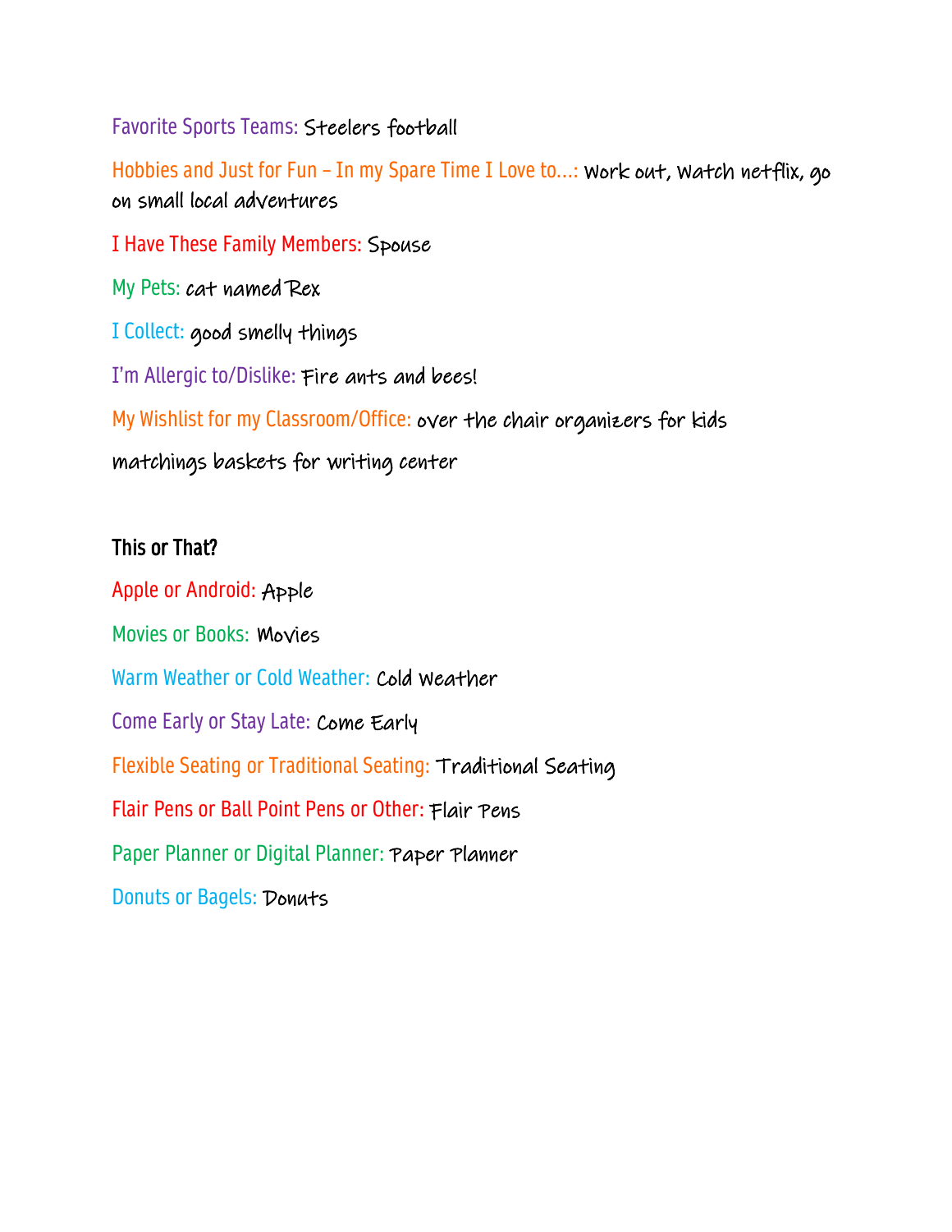Favorite Sports Teams: Steelers football

Hobbies and Just for Fun – In my Spare Time I Love to…: Work out, Watch netflix, go on small local adventures

I Have These Family Members: Spouse

My Pets: cat named Rex

I Collect: good smelly things

I'm Allergic to/Dislike: Fire ants and bees!

My Wishlist for my Classroom/Office: over the chair organizers for kids

matchings baskets for writing center

**This or That?**

Apple or Android: Apple

Movies or Books: Movies

Warm Weather or Cold Weather: Cold Weather

Come Early or Stay Late: Come Early

Flexible Seating or Traditional Seating: Traditional Seating

Flair Pens or Ball Point Pens or Other: Flair Pens

Paper Planner or Digital Planner: Paper Planner

Donuts or Bagels: Donuts